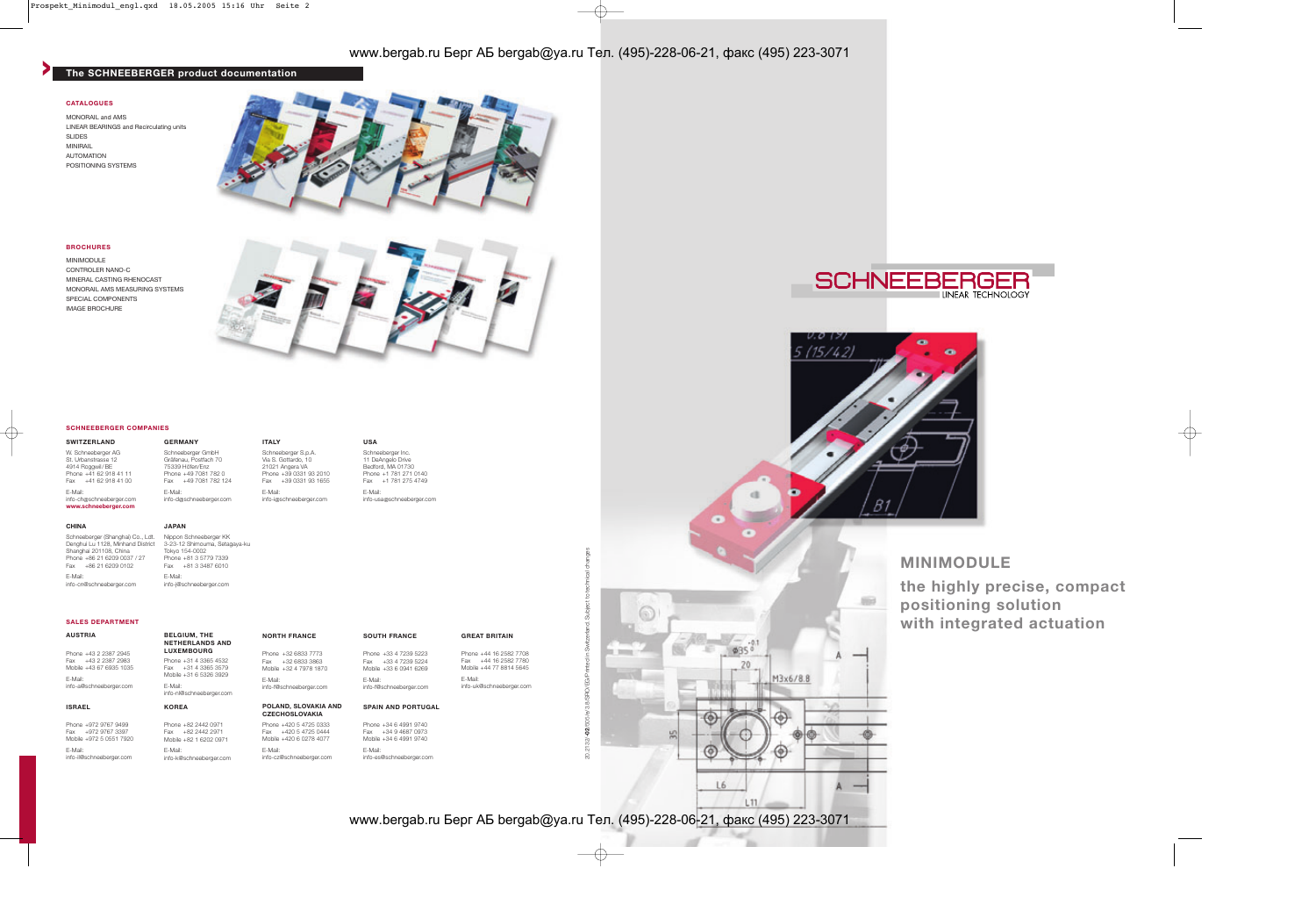www.bergab.ru Берг АБ bergab@ya.ru Тел. (495)-228-06-21, факс (495) 223-3071

## The SCHNEEBERGER product documentation

### CATALOGUES

MONORAIL and AMS
LINEAR BEARINGS and Recirculating units
SLIDES
MINIRAIL
AUTOMATION
POSITIONING SYSTEMS

### BROCHURES

MINIMODULE
CONTROLER NANO-C
MINERAL CASTING RHENOCAST
MONORAIL AMS MEASURING SYSTEMS
SPECIAL COMPONENTS
IMAGE BROCHURE

### SCHNEEBERGER COMPANIES

**SWITZERLAND**
W. Schneeberger AG
St. Urbanstrasse 12
4914 Roggwil / BE
Phone +41 62 918 41 11
Fax +41 62 918 41 00
E-Mail:
info-ch@schneeberger.com
**www.schneeberger.com**

**GERMANY**
Schneeberger GmbH
Gräfenau, Postfach 70
75339 Höfen/Enz
Phone +49 7081 782 0
Fax +49 7081 782 124
E-Mail:
info-d@schneeberger.com

**ITALY**
Schneeberger S.p.A.
Via S. Gottardo, 10
21021 Angera VA
Phone +39 0331 93 2010
Fax +39 0331 93 1655
E-Mail:
info-i@schneeberger.com

**USA**
Schneeberger Inc.
11 DeAngelo Drive
Bedford, MA 01730
Phone +1 781 271 0140
Fax +1 781 275 4749
E-Mail:
info-usa@schneeberger.com

**CHINA**
Schneeberger (Shanghai) Co., Ldt.
Denghui Lu 1128, Minhand District
Shanghai 201108, China
Phone +86 21 6209 0037 / 27
Fax +86 21 6209 0102
E-Mail:
info-cn@schneeberger.com

**JAPAN**
Nippon Schneeberger KK
3-23-12 Shimouma, Setagaya-ku
Tokyo 154-0002
Phone +81 3 5779 7339
Fax +81 3 3487 6010
E-Mail:
info-j@schneeberger.com

### SALES DEPARTMENT

**AUSTRIA**
Phone +43 2 2387 2945
Fax +43 2 2387 2983
Mobile +43 67 6935 1035
E-Mail:
info-a@schneeberger.com

**BELGIUM, THE NETHERLANDS AND LUXEMBOURG**
Phone +31 4 3365 4532
Fax +31 4 3365 3579
Mobile +31 6 5326 3929
E-Mail:
info-nl@schneeberger.com

**NORTH FRANCE**
Phone +32 6833 7773
Fax +32 6833 3863
Mobile +32 4 7978 1870
E-Mail:
info-f@schneeberger.com

**SOUTH FRANCE**
Phone +33 4 7239 5223
Fax +33 4 7239 5224
Mobile +33 6 0941 6269
E-Mail:
info-f@schneeberger.com

**GREAT BRITAIN**
Phone +44 16 2582 7708
Fax +44 16 2582 7780
Mobile +44 77 8814 5645
E-Mail:
info-uk@schneeberger.com

**ISRAEL**
Phone +972 9767 9499
Fax +972 9767 3397
Mobile +972 5 0551 7920
E-Mail:
info-il@schneeberger.com

**KOREA**
Phone +82 2442 0971
Fax +82 2442 2971
Mobile +82 1 6202 0971
E-Mail:
info-k@schneeberger.com

**POLAND, SLOVAKIA AND CZECHOSLOVAKIA**
Phone +420 5 4725 0333
Fax +420 5 4725 0444
Mobile +420 6 0278 4077
E-Mail:
info-cz@schneeberger.com

**SPAIN AND PORTUGAL**
Phone +34 6 4991 9740
Fax +34 9 4687 0973
Mobile +34 6 4991 9740
E-Mail:
info-es@schneeberger.com

20.2132/-02/2005-e/3.8./SKO/EG/Printed in Switzerland. Subject to technical changes

SCHNEEBERGER
LINEAR TECHNOLOGY

# MINIMODULE

## the highly precise, compact positioning solution with integrated actuation

www.bergab.ru Берг АБ bergab@ya.ru Тел. (495)-228-06-21, факс (495) 223-3071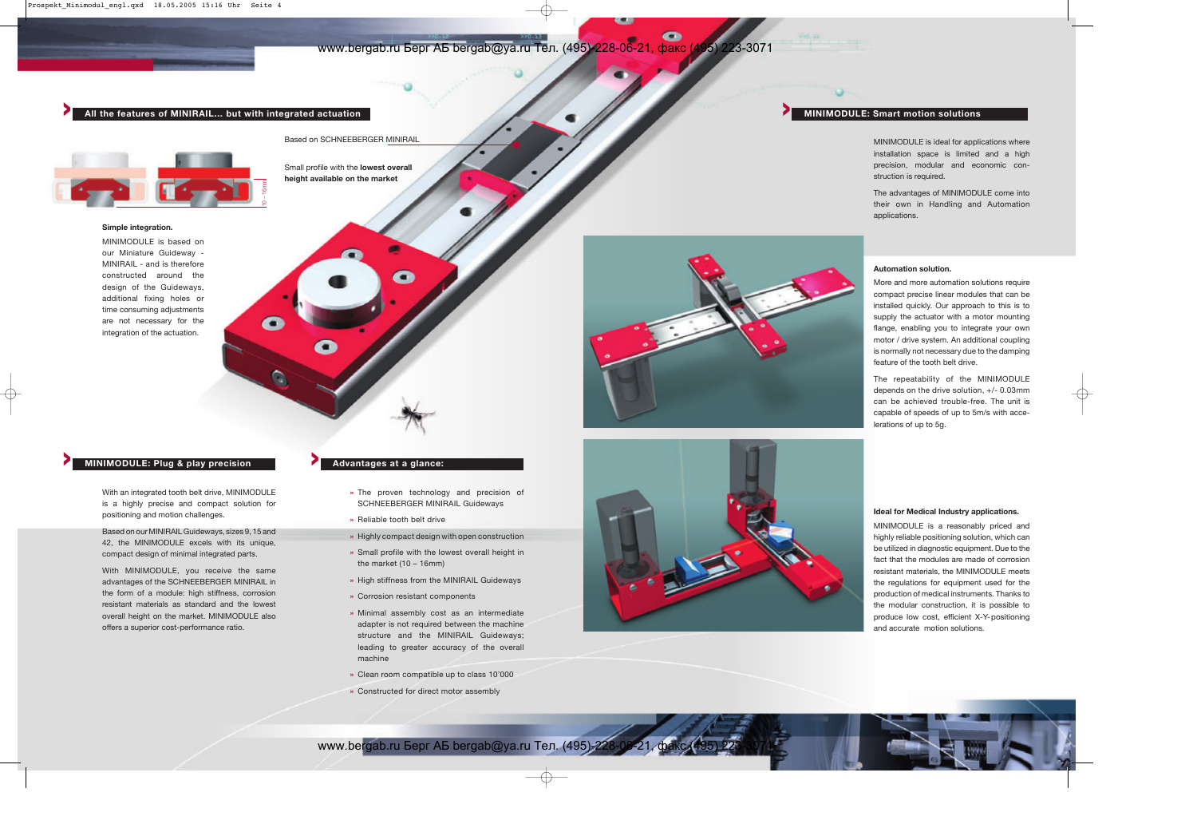## All the features of MINIRAIL... but with integrated actuation

Based on SCHNEEBERGER MINIRAIL

Small profile with the **lowest overall height available on the market**

10 – 16mm

**Simple integration.**

MINIMODULE is based on our Miniature Guideway - MINIRAIL - and is therefore constructed around the design of the Guideways, additional fixing holes or time consuming adjustments are not necessary for the integration of the actuation.

## MINIMODULE: Plug & play precision

With an integrated tooth belt drive, MINIMODULE is a highly precise and compact solution for positioning and motion challenges.

Based on our MINIRAIL Guideways, sizes 9, 15 and 42, the MINIMODULE excels with its unique, compact design of minimal integrated parts.

With MINIMODULE, you receive the same advantages of the SCHNEEBERGER MINIRAIL in the form of a module: high stiffness, corrosion resistant materials as standard and the lowest overall height on the market. MINIMODULE also offers a superior cost-performance ratio.

## Advantages at a glance:

- The proven technology and precision of SCHNEEBERGER MINIRAIL Guideways
- Reliable tooth belt drive
- Highly compact design with open construction
- Small profile with the lowest overall height in the market (10 – 16mm)
- High stiffness from the MINIRAIL Guideways
- Corrosion resistant components
- Minimal assembly cost as an intermediate adapter is not required between the machine structure and the MINIRAIL Guideways; leading to greater accuracy of the overall machine
- Clean room compatible up to class 10'000
- Constructed for direct motor assembly

## MINIMODULE: Smart motion solutions

MINIMODULE is ideal for applications where installation space is limited and a high precision, modular and economic construction is required.

The advantages of MINIMODULE come into their own in Handling and Automation applications.

**Automation solution.**

More and more automation solutions require compact precise linear modules that can be installed quickly. Our approach to this is to supply the actuator with a motor mounting flange, enabling you to integrate your own motor / drive system. An additional coupling is normally not necessary due to the damping feature of the tooth belt drive.

The repeatability of the MINIMODULE depends on the drive solution, +/- 0.03mm can be achieved trouble-free. The unit is capable of speeds of up to 5m/s with accelerations of up to 5g.

**Ideal for Medical Industry applications.**

MINIMODULE is a reasonably priced and highly reliable positioning solution, which can be utilized in diagnostic equipment. Due to the fact that the modules are made of corrosion resistant materials, the MINIMODULE meets the regulations for equipment used for the production of medical instruments. Thanks to the modular construction, it is possible to produce low cost, efficient X-Y-positioning and accurate motion solutions.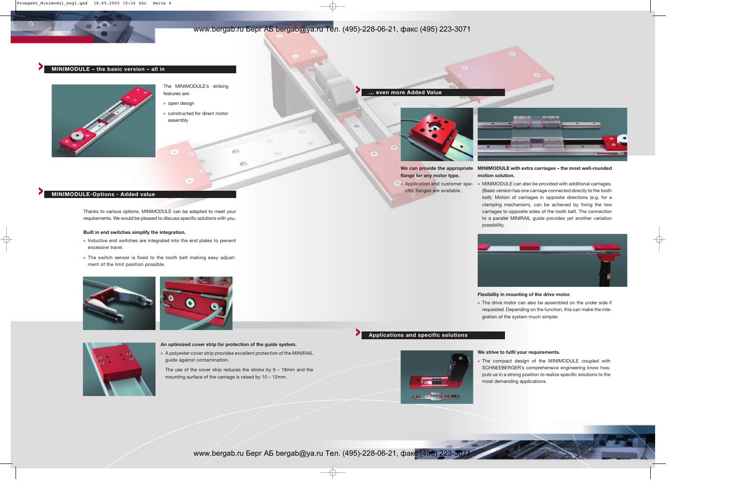## MINIMODULE – the basic version – all in

The MINIMODULE's striking features are:

- open design
- constructed for direct motor assembly

## MINIMODULE-Options - Added value

Thanks to various options, MINIMODULE can be adapted to meet your requirements. We would be pleased to discuss specific solutions with you.

**Built in end switches simplify the integration.**

- Inductive end switches are integrated into the end plates to prevent excessive travel.
- The switch sensor is fixed to the tooth belt making easy adjustment of the limit position possible.

**An optimized cover strip for protection of the guide system.**

- A polyester cover strip provides excellent protection of the MINIRAIL guide against contamination.

The use of the cover strip reduces the stroke by 9 – 18mm and the mounting surface of the carriage is raised by 10 – 12mm.

## ... even more Added Value

**We can provide the appropriate flange for any motor type.**

- Application and customer specific flanges are available.

**MINIMODULE with extra carriages – the most well-rounded motion solution.**

- MINIMODULE can also be provided with additional carriages. (Basic version has one carriage connected directly to the tooth belt). Motion of carriages in opposite directions (e.g. for a clamping mechanism), can be achieved by fixing the two carriages to opposite sides of the tooth belt. The connection to a parallel MINIRAIL guide provides yet another variation possibility.

**Flexibility in mounting of the drive motor.**

- The drive motor can also be assembled on the under side if requested. Depending on the function, this can make the integration of the system much simpler.

## Applications and specific solutions

**We strive to fulfil your requirements.**

- The compact design of the MINIMODULE coupled with SCHNEEBERGER's comprehensive engineering know how, puts us in a strong position to realize specific solutions to the most demanding applications.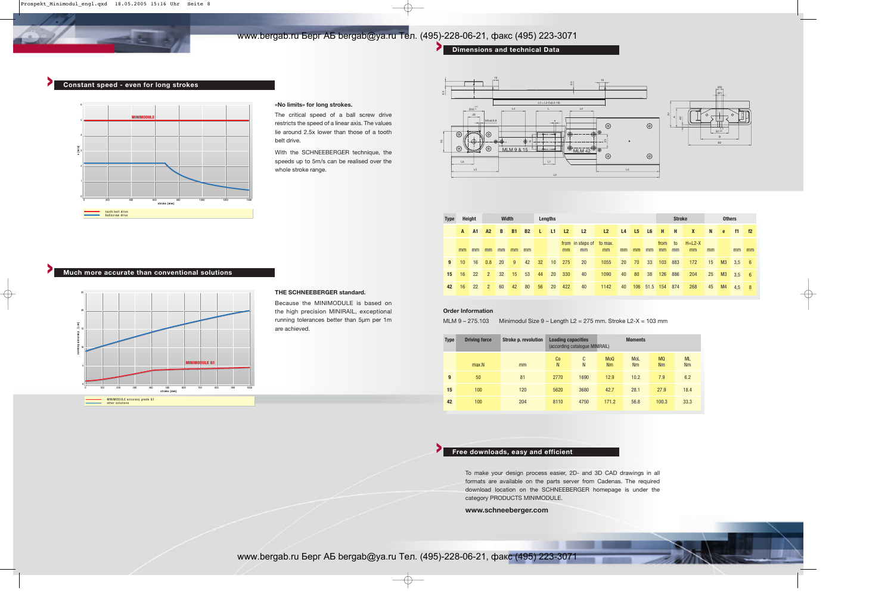www.bergab.ru Берг АБ bergab@ya.ru Тел. (495)-228-06-21, факс (495) 223-3071

## Constant speed - even for long strokes

MINIMODULE

v [m/s]

stroke [mm]

tooth belt drive
ballscrew drive

**«No limits» for long strokes.**

The critical speed of a ball screw drive restricts the speed of a linear axis. The values lie around 2.5x lower than those of a tooth belt drive.

With the SCHNEEBERGER technique, the speeds up to 5m/s can be realised over the whole stroke range.

## Much more accurate than conventional solutions

MINIMODULE G1

running accuracy [µm]

stroke [mm]

MINIMODULE accuracy grade G1
other solutions

**THE SCHNEEBERGER standard.**

Because the MINIMODULE is based on the high precision MINIRAIL, exceptional running tolerances better than 5µm per 1m are achieved.

## Dimensions and technical Data

MLM 9 & 15

MLM 42

| Type | Height | | | Width | | | Lengths | | | | | | | | Stroke | | | Others | | | |
|---|---|---|---|---|---|---|---|---|---|---|---|---|---|---|---|---|---|---|---|---|---|
| | A | A1 | A2 | B | B1 | B2 | L | L1 | L2 | L2 | L2 | L4 | L5 | L6 | H | H | X | N | e | f1 | f2 |
| | mm | mm | mm | mm | mm | mm | | | from mm | in steps of mm | to max. mm | mm | mm | mm | from mm | to mm | H=L2-X mm | mm | | mm | mm |
| 9 | 10 | 16 | 0.8 | 20 | 9 | 42 | 32 | 10 | 275 | 20 | 1055 | 20 | 70 | 33 | 103 | 883 | 172 | 15 | M3 | 3,5 | 6 |
| 15 | 16 | 22 | 2 | 32 | 15 | 53 | 44 | 20 | 330 | 40 | 1090 | 40 | 80 | 38 | 126 | 886 | 204 | 25 | M3 | 3,5 | 6 |
| 42 | 16 | 22 | 2 | 60 | 42 | 80 | 56 | 20 | 422 | 40 | 1142 | 40 | 106 | 51.5 | 154 | 874 | 268 | 45 | M4 | 4,5 | 8 |

**Order Information**

MLM 9 – 275.103 Minimodul Size 9 – Length L2 = 275 mm. Stroke L2-X = 103 mm

| Type | Driving force | Stroke p. revolution | Loading capacities (according catalogue MINIRAIL) | | Moments | | | |
|---|---|---|---|---|---|---|---|---|
| | max.N | mm | Co N | C N | MoQ Nm | MoL Nm | MQ Nm | ML Nm |
| 9 | 50 | 81 | 2770 | 1690 | 12.9 | 10.2 | 7.9 | 6.2 |
| 15 | 100 | 120 | 5620 | 3680 | 42.7 | 28.1 | 27.9 | 18.4 |
| 42 | 100 | 204 | 8110 | 4750 | 171.2 | 56.8 | 100.3 | 33.3 |

## Free downloads, easy and efficient

To make your design process easier, 2D- and 3D CAD drawings in all formats are available on the parts server from Cadenas. The required download location on the SCHNEEBERGER homepage is under the category PRODUCTS MINIMODULE.

**www.schneeberger.com**

www.bergab.ru Берг АБ bergab@ya.ru Тел. (495)-228-06-21, факс (495) 223-3071